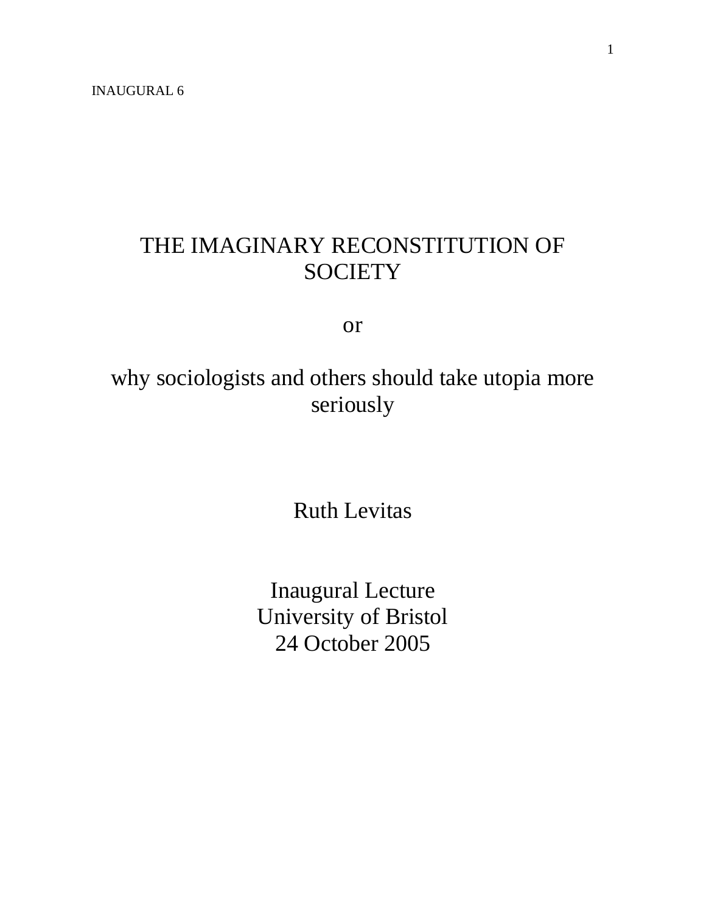INAUGURAL 6

# THE IMAGINARY RECONSTITUTION OF SOCIETY

or

## why sociologists and others should take utopia more seriously

Ruth Levitas

Inaugural Lecture
University of Bristol
24 October 2005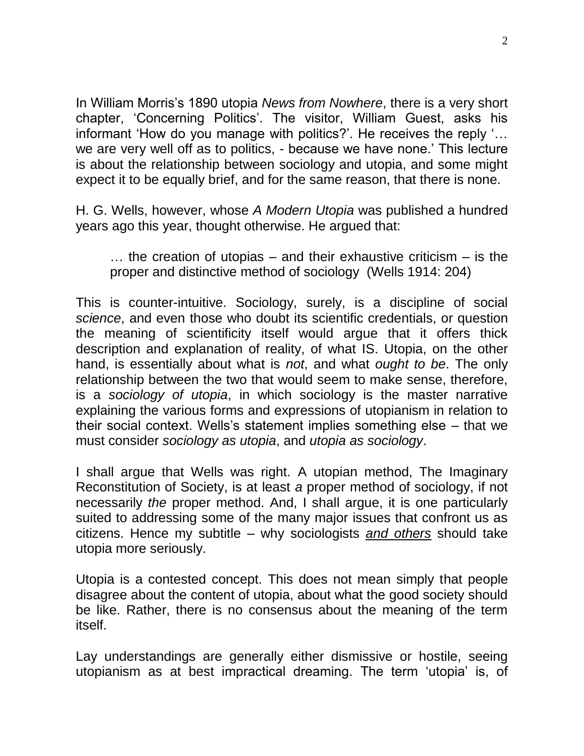In William Morris's 1890 utopia *News from Nowhere*, there is a very short chapter, 'Concerning Politics'. The visitor, William Guest, asks his informant 'How do you manage with politics?'. He receives the reply '… we are very well off as to politics, - because we have none.' This lecture is about the relationship between sociology and utopia, and some might expect it to be equally brief, and for the same reason, that there is none.

H. G. Wells, however, whose *A Modern Utopia* was published a hundred years ago this year, thought otherwise. He argued that:

> … the creation of utopias – and their exhaustive criticism – is the proper and distinctive method of sociology (Wells 1914: 204)

This is counter-intuitive. Sociology, surely, is a discipline of social *science*, and even those who doubt its scientific credentials, or question the meaning of scientificity itself would argue that it offers thick description and explanation of reality, of what IS. Utopia, on the other hand, is essentially about what is *not*, and what *ought to be*. The only relationship between the two that would seem to make sense, therefore, is a *sociology of utopia*, in which sociology is the master narrative explaining the various forms and expressions of utopianism in relation to their social context. Wells's statement implies something else – that we must consider *sociology as utopia*, and *utopia as sociology*.

I shall argue that Wells was right. A utopian method, The Imaginary Reconstitution of Society, is at least *a* proper method of sociology, if not necessarily *the* proper method. And, I shall argue, it is one particularly suited to addressing some of the many major issues that confront us as citizens. Hence my subtitle – why sociologists ***and others*** should take utopia more seriously.

Utopia is a contested concept. This does not mean simply that people disagree about the content of utopia, about what the good society should be like. Rather, there is no consensus about the meaning of the term itself.

Lay understandings are generally either dismissive or hostile, seeing utopianism as at best impractical dreaming. The term 'utopia' is, of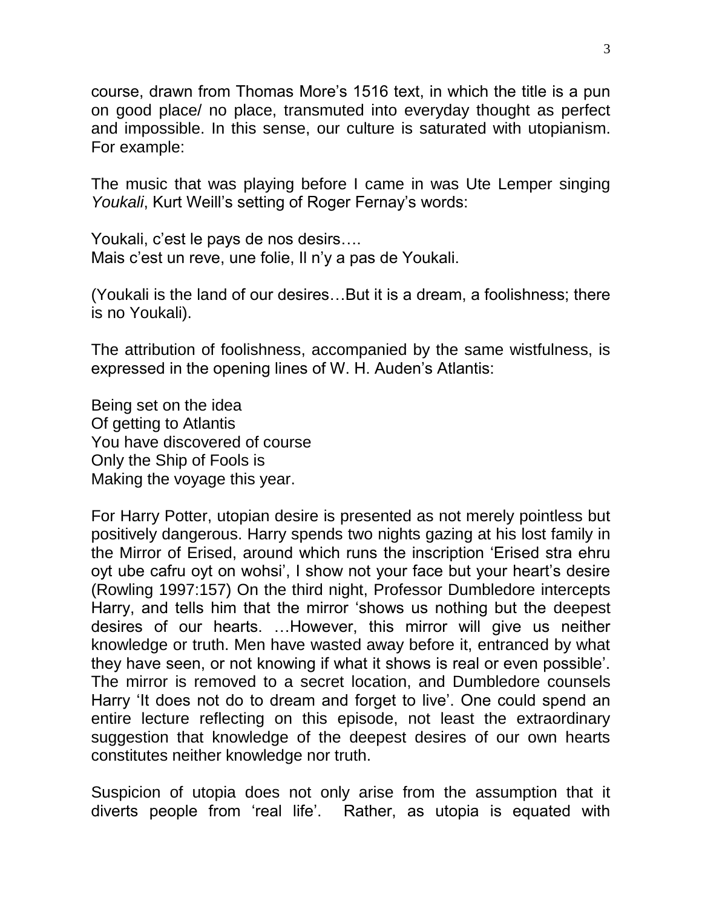course, drawn from Thomas More's 1516 text, in which the title is a pun on good place/ no place, transmuted into everyday thought as perfect and impossible. In this sense, our culture is saturated with utopianism. For example:

The music that was playing before I came in was Ute Lemper singing *Youkali*, Kurt Weill's setting of Roger Fernay's words:

Youkali, c'est le pays de nos desirs….
Mais c'est un reve, une folie, Il n'y a pas de Youkali.

(Youkali is the land of our desires…But it is a dream, a foolishness; there is no Youkali).

The attribution of foolishness, accompanied by the same wistfulness, is expressed in the opening lines of W. H. Auden's Atlantis:

Being set on the idea
Of getting to Atlantis
You have discovered of course
Only the Ship of Fools is
Making the voyage this year.

For Harry Potter, utopian desire is presented as not merely pointless but positively dangerous. Harry spends two nights gazing at his lost family in the Mirror of Erised, around which runs the inscription 'Erised stra ehru oyt ube cafru oyt on wohsi', I show not your face but your heart's desire (Rowling 1997:157) On the third night, Professor Dumbledore intercepts Harry, and tells him that the mirror 'shows us nothing but the deepest desires of our hearts. …However, this mirror will give us neither knowledge or truth. Men have wasted away before it, entranced by what they have seen, or not knowing if what it shows is real or even possible'. The mirror is removed to a secret location, and Dumbledore counsels Harry 'It does not do to dream and forget to live'. One could spend an entire lecture reflecting on this episode, not least the extraordinary suggestion that knowledge of the deepest desires of our own hearts constitutes neither knowledge nor truth.

Suspicion of utopia does not only arise from the assumption that it diverts people from 'real life'. Rather, as utopia is equated with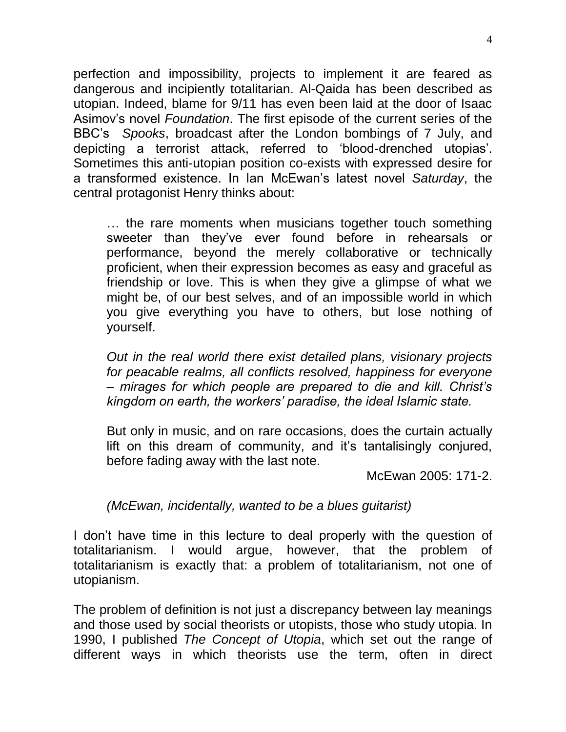perfection and impossibility, projects to implement it are feared as dangerous and incipiently totalitarian. Al-Qaida has been described as utopian. Indeed, blame for 9/11 has even been laid at the door of Isaac Asimov's novel *Foundation*. The first episode of the current series of the BBC's *Spooks*, broadcast after the London bombings of 7 July, and depicting a terrorist attack, referred to 'blood-drenched utopias'. Sometimes this anti-utopian position co-exists with expressed desire for a transformed existence. In Ian McEwan's latest novel *Saturday*, the central protagonist Henry thinks about:

> … the rare moments when musicians together touch something sweeter than they've ever found before in rehearsals or performance, beyond the merely collaborative or technically proficient, when their expression becomes as easy and graceful as friendship or love. This is when they give a glimpse of what we might be, of our best selves, and of an impossible world in which you give everything you have to others, but lose nothing of yourself.
>
> *Out in the real world there exist detailed plans, visionary projects for peacable realms, all conflicts resolved, happiness for everyone – mirages for which people are prepared to die and kill. Christ's kingdom on earth, the workers' paradise, the ideal Islamic state.*
>
> But only in music, and on rare occasions, does the curtain actually lift on this dream of community, and it's tantalisingly conjured, before fading away with the last note.
>
> McEwan 2005: 171-2.

*(McEwan, incidentally, wanted to be a blues guitarist)*

I don't have time in this lecture to deal properly with the question of totalitarianism. I would argue, however, that the problem of totalitarianism is exactly that: a problem of totalitarianism, not one of utopianism.

The problem of definition is not just a discrepancy between lay meanings and those used by social theorists or utopists, those who study utopia. In 1990, I published *The Concept of Utopia*, which set out the range of different ways in which theorists use the term, often in direct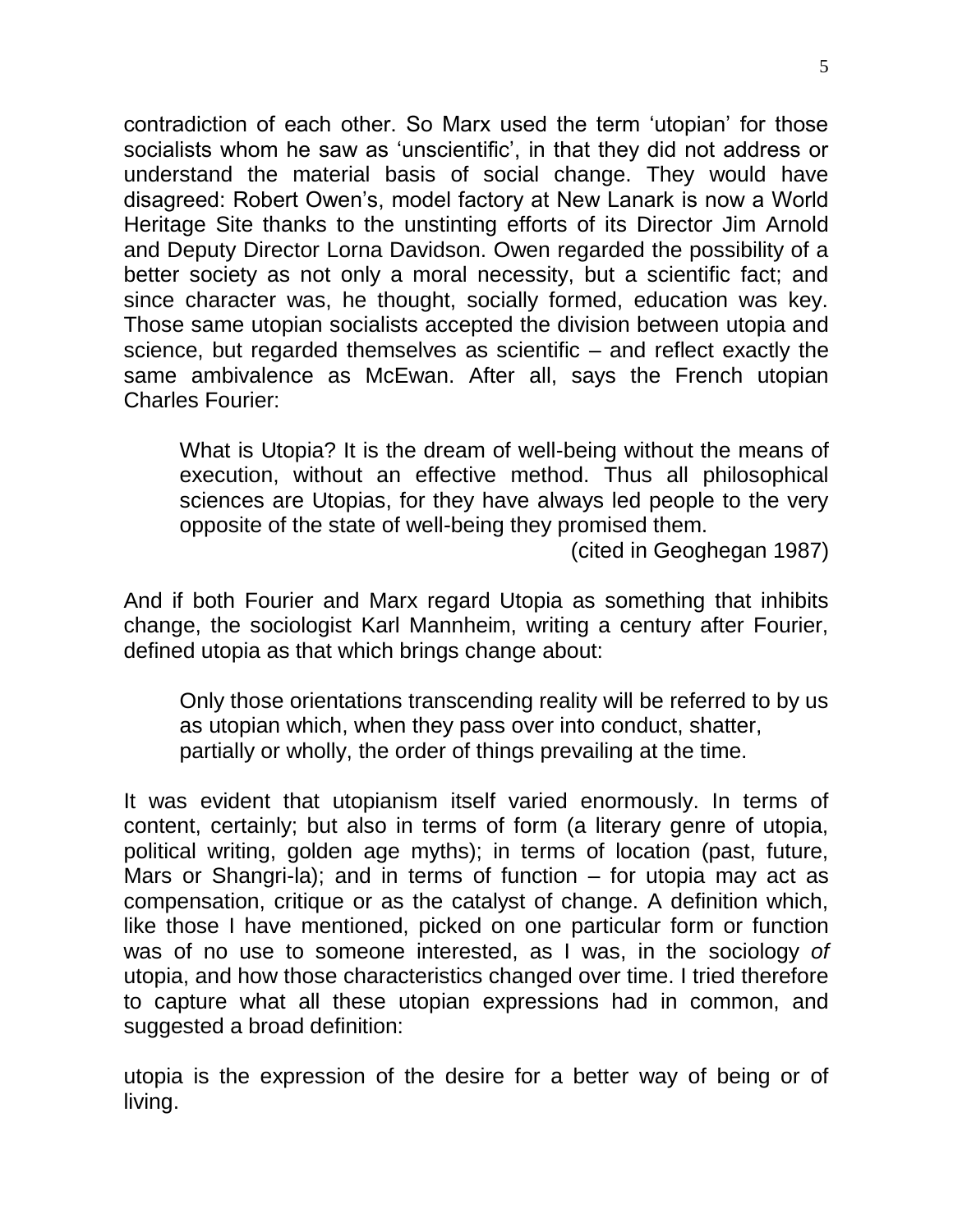contradiction of each other. So Marx used the term 'utopian' for those socialists whom he saw as 'unscientific', in that they did not address or understand the material basis of social change. They would have disagreed: Robert Owen's, model factory at New Lanark is now a World Heritage Site thanks to the unstinting efforts of its Director Jim Arnold and Deputy Director Lorna Davidson. Owen regarded the possibility of a better society as not only a moral necessity, but a scientific fact; and since character was, he thought, socially formed, education was key. Those same utopian socialists accepted the division between utopia and science, but regarded themselves as scientific – and reflect exactly the same ambivalence as McEwan. After all, says the French utopian Charles Fourier:

> What is Utopia? It is the dream of well-being without the means of execution, without an effective method. Thus all philosophical sciences are Utopias, for they have always led people to the very opposite of the state of well-being they promised them.
>
> (cited in Geoghegan 1987)

And if both Fourier and Marx regard Utopia as something that inhibits change, the sociologist Karl Mannheim, writing a century after Fourier, defined utopia as that which brings change about:

> Only those orientations transcending reality will be referred to by us as utopian which, when they pass over into conduct, shatter, partially or wholly, the order of things prevailing at the time.

It was evident that utopianism itself varied enormously. In terms of content, certainly; but also in terms of form (a literary genre of utopia, political writing, golden age myths); in terms of location (past, future, Mars or Shangri-la); and in terms of function – for utopia may act as compensation, critique or as the catalyst of change. A definition which, like those I have mentioned, picked on one particular form or function was of no use to someone interested, as I was, in the sociology *of* utopia, and how those characteristics changed over time. I tried therefore to capture what all these utopian expressions had in common, and suggested a broad definition:

utopia is the expression of the desire for a better way of being or of living.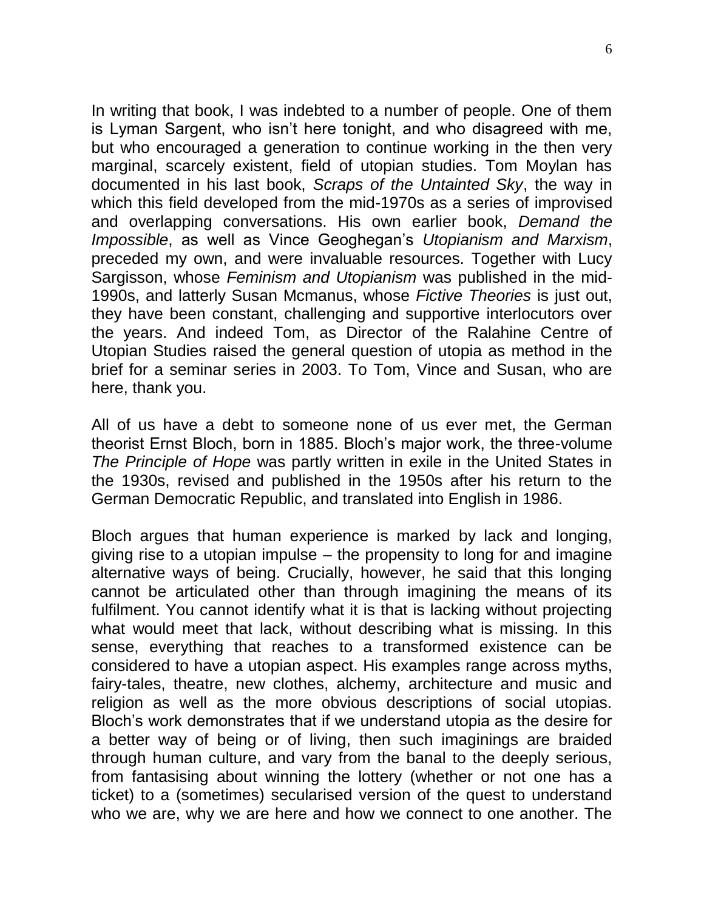In writing that book, I was indebted to a number of people. One of them is Lyman Sargent, who isn't here tonight, and who disagreed with me, but who encouraged a generation to continue working in the then very marginal, scarcely existent, field of utopian studies. Tom Moylan has documented in his last book, *Scraps of the Untainted Sky*, the way in which this field developed from the mid-1970s as a series of improvised and overlapping conversations. His own earlier book, *Demand the Impossible*, as well as Vince Geoghegan's *Utopianism and Marxism*, preceded my own, and were invaluable resources. Together with Lucy Sargisson, whose *Feminism and Utopianism* was published in the mid-1990s, and latterly Susan Mcmanus, whose *Fictive Theories* is just out, they have been constant, challenging and supportive interlocutors over the years. And indeed Tom, as Director of the Ralahine Centre of Utopian Studies raised the general question of utopia as method in the brief for a seminar series in 2003. To Tom, Vince and Susan, who are here, thank you.

All of us have a debt to someone none of us ever met, the German theorist Ernst Bloch, born in 1885. Bloch's major work, the three-volume *The Principle of Hope* was partly written in exile in the United States in the 1930s, revised and published in the 1950s after his return to the German Democratic Republic, and translated into English in 1986.

Bloch argues that human experience is marked by lack and longing, giving rise to a utopian impulse – the propensity to long for and imagine alternative ways of being. Crucially, however, he said that this longing cannot be articulated other than through imagining the means of its fulfilment. You cannot identify what it is that is lacking without projecting what would meet that lack, without describing what is missing. In this sense, everything that reaches to a transformed existence can be considered to have a utopian aspect. His examples range across myths, fairy-tales, theatre, new clothes, alchemy, architecture and music and religion as well as the more obvious descriptions of social utopias. Bloch's work demonstrates that if we understand utopia as the desire for a better way of being or of living, then such imaginings are braided through human culture, and vary from the banal to the deeply serious, from fantasising about winning the lottery (whether or not one has a ticket) to a (sometimes) secularised version of the quest to understand who we are, why we are here and how we connect to one another. The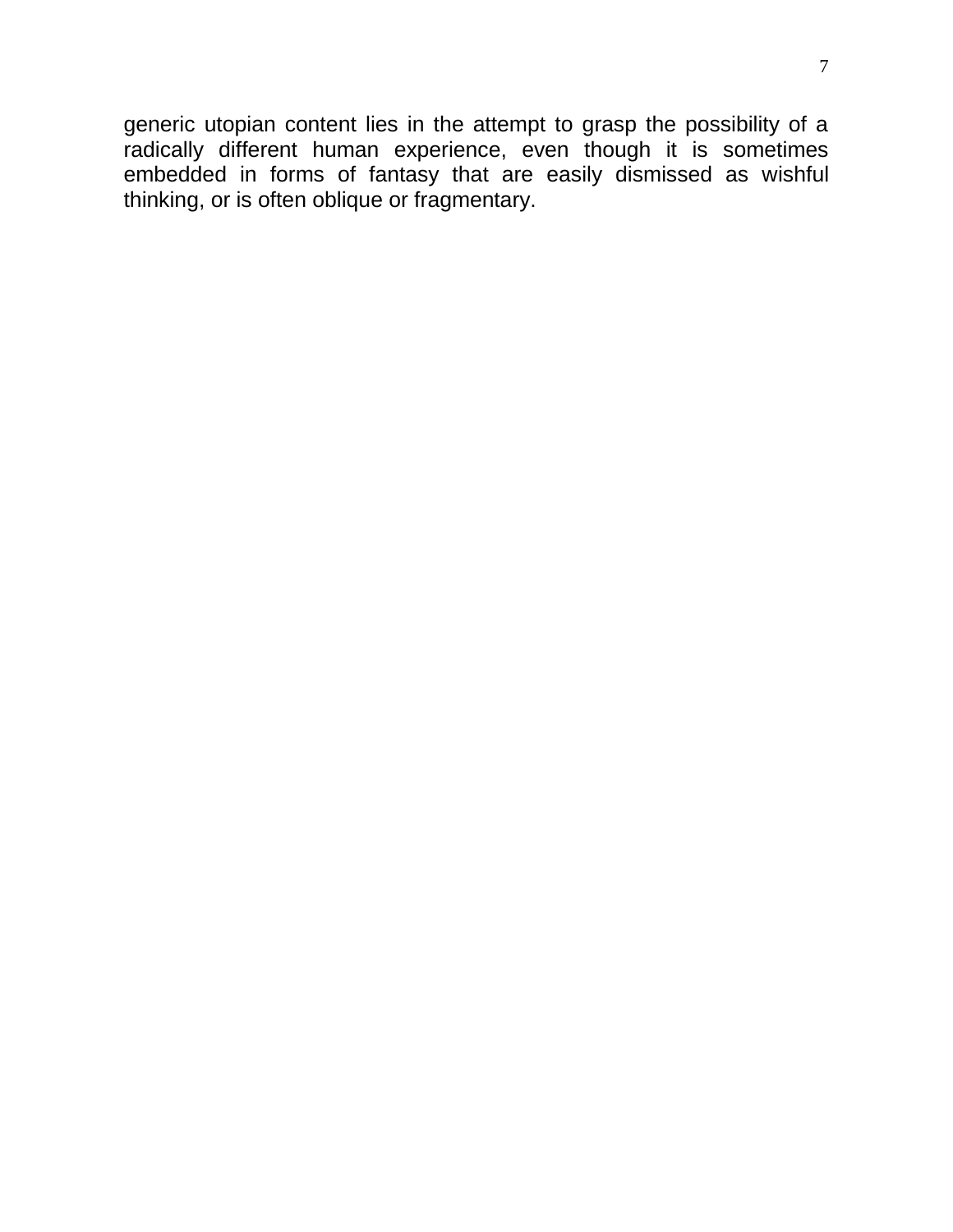generic utopian content lies in the attempt to grasp the possibility of a radically different human experience, even though it is sometimes embedded in forms of fantasy that are easily dismissed as wishful thinking, or is often oblique or fragmentary.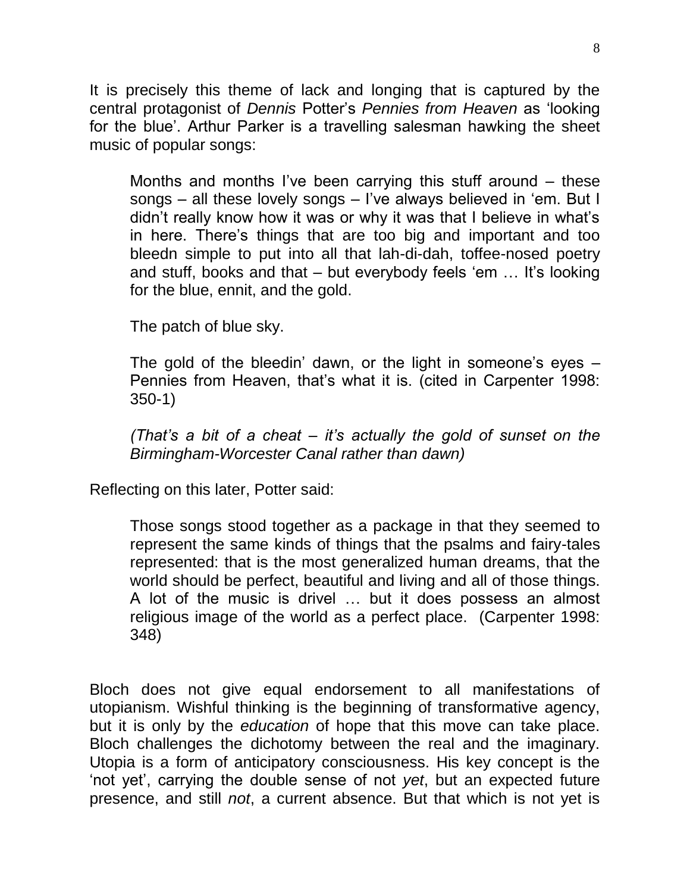It is precisely this theme of lack and longing that is captured by the central protagonist of *Dennis* Potter's *Pennies from Heaven* as 'looking for the blue'. Arthur Parker is a travelling salesman hawking the sheet music of popular songs:

> Months and months I've been carrying this stuff around – these songs – all these lovely songs – I've always believed in 'em. But I didn't really know how it was or why it was that I believe in what's in here. There's things that are too big and important and too bleedn simple to put into all that lah-di-dah, toffee-nosed poetry and stuff, books and that – but everybody feels 'em … It's looking for the blue, ennit, and the gold.
>
> The patch of blue sky.
>
> The gold of the bleedin' dawn, or the light in someone's eyes – Pennies from Heaven, that's what it is. (cited in Carpenter 1998: 350-1)
>
> *(That's a bit of a cheat – it's actually the gold of sunset on the Birmingham-Worcester Canal rather than dawn)*

Reflecting on this later, Potter said:

> Those songs stood together as a package in that they seemed to represent the same kinds of things that the psalms and fairy-tales represented: that is the most generalized human dreams, that the world should be perfect, beautiful and living and all of those things. A lot of the music is drivel … but it does possess an almost religious image of the world as a perfect place. (Carpenter 1998: 348)

Bloch does not give equal endorsement to all manifestations of utopianism. Wishful thinking is the beginning of transformative agency, but it is only by the *education* of hope that this move can take place. Bloch challenges the dichotomy between the real and the imaginary. Utopia is a form of anticipatory consciousness. His key concept is the 'not yet', carrying the double sense of not *yet*, but an expected future presence, and still *not*, a current absence. But that which is not yet is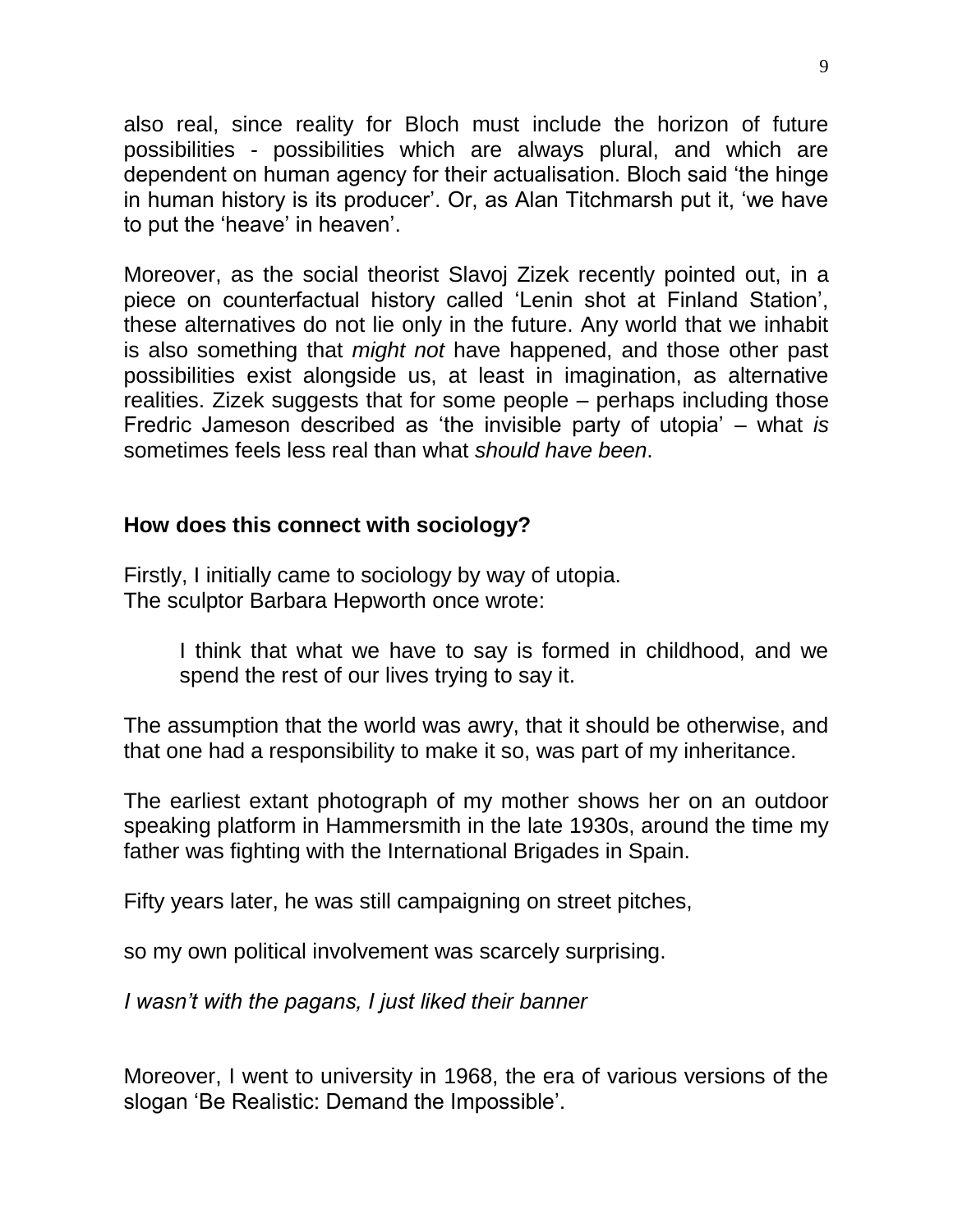also real, since reality for Bloch must include the horizon of future possibilities - possibilities which are always plural, and which are dependent on human agency for their actualisation. Bloch said 'the hinge in human history is its producer'. Or, as Alan Titchmarsh put it, 'we have to put the 'heave' in heaven'.

Moreover, as the social theorist Slavoj Zizek recently pointed out, in a piece on counterfactual history called 'Lenin shot at Finland Station', these alternatives do not lie only in the future. Any world that we inhabit is also something that *might not* have happened, and those other past possibilities exist alongside us, at least in imagination, as alternative realities. Zizek suggests that for some people – perhaps including those Fredric Jameson described as 'the invisible party of utopia' – what *is* sometimes feels less real than what *should have been*.

**How does this connect with sociology?**

Firstly, I initially came to sociology by way of utopia.
The sculptor Barbara Hepworth once wrote:

> I think that what we have to say is formed in childhood, and we spend the rest of our lives trying to say it.

The assumption that the world was awry, that it should be otherwise, and that one had a responsibility to make it so, was part of my inheritance.

The earliest extant photograph of my mother shows her on an outdoor speaking platform in Hammersmith in the late 1930s, around the time my father was fighting with the International Brigades in Spain.

Fifty years later, he was still campaigning on street pitches,

so my own political involvement was scarcely surprising.

*I wasn't with the pagans, I just liked their banner*

Moreover, I went to university in 1968, the era of various versions of the slogan 'Be Realistic: Demand the Impossible'.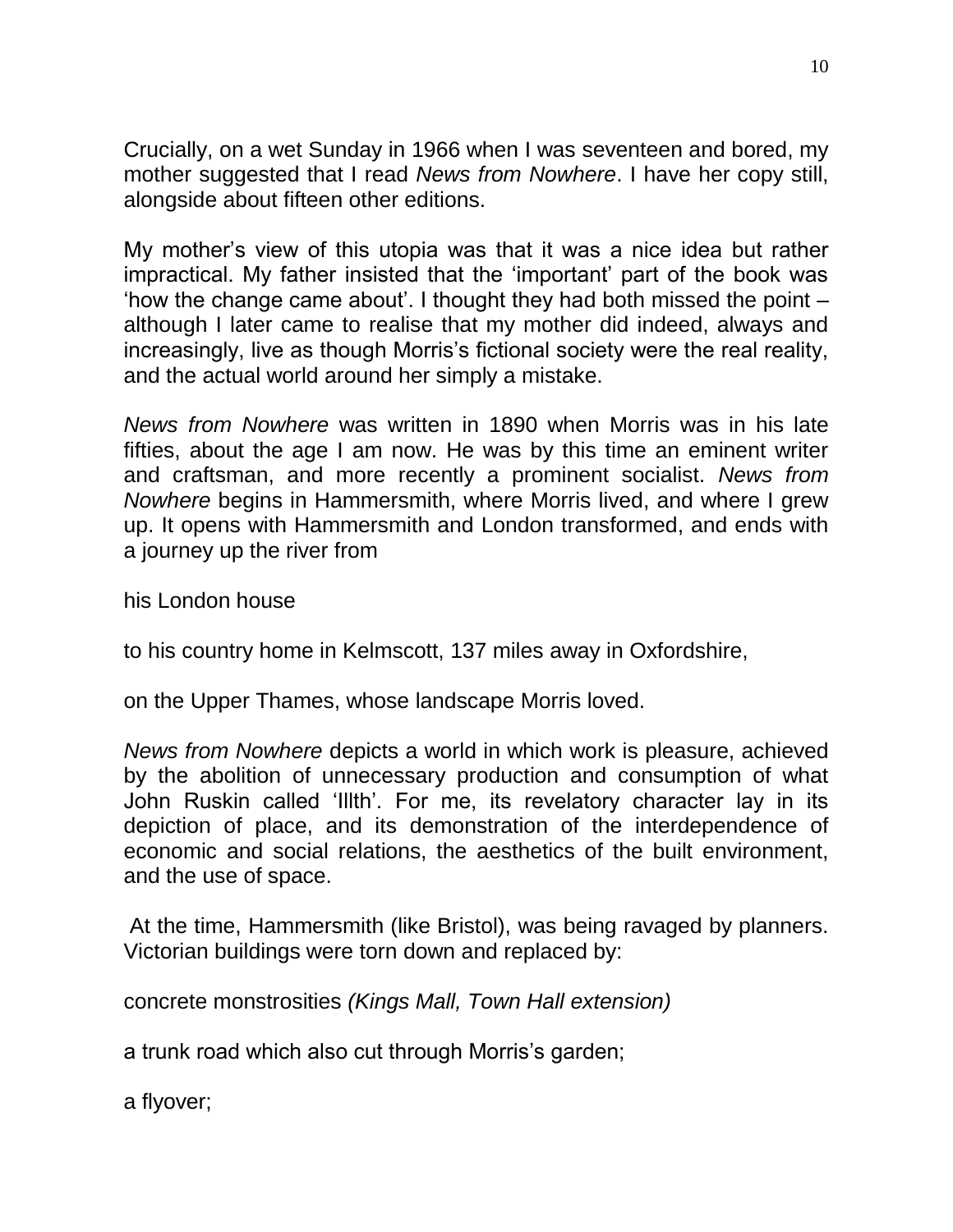Crucially, on a wet Sunday in 1966 when I was seventeen and bored, my mother suggested that I read *News from Nowhere*. I have her copy still, alongside about fifteen other editions.

My mother's view of this utopia was that it was a nice idea but rather impractical. My father insisted that the 'important' part of the book was 'how the change came about'. I thought they had both missed the point – although I later came to realise that my mother did indeed, always and increasingly, live as though Morris's fictional society were the real reality, and the actual world around her simply a mistake.

*News from Nowhere* was written in 1890 when Morris was in his late fifties, about the age I am now. He was by this time an eminent writer and craftsman, and more recently a prominent socialist. *News from Nowhere* begins in Hammersmith, where Morris lived, and where I grew up. It opens with Hammersmith and London transformed, and ends with a journey up the river from

his London house

to his country home in Kelmscott, 137 miles away in Oxfordshire,

on the Upper Thames, whose landscape Morris loved.

*News from Nowhere* depicts a world in which work is pleasure, achieved by the abolition of unnecessary production and consumption of what John Ruskin called 'Illth'. For me, its revelatory character lay in its depiction of place, and its demonstration of the interdependence of economic and social relations, the aesthetics of the built environment, and the use of space.

At the time, Hammersmith (like Bristol), was being ravaged by planners. Victorian buildings were torn down and replaced by:

concrete monstrosities *(Kings Mall, Town Hall extension)*

a trunk road which also cut through Morris's garden;

a flyover;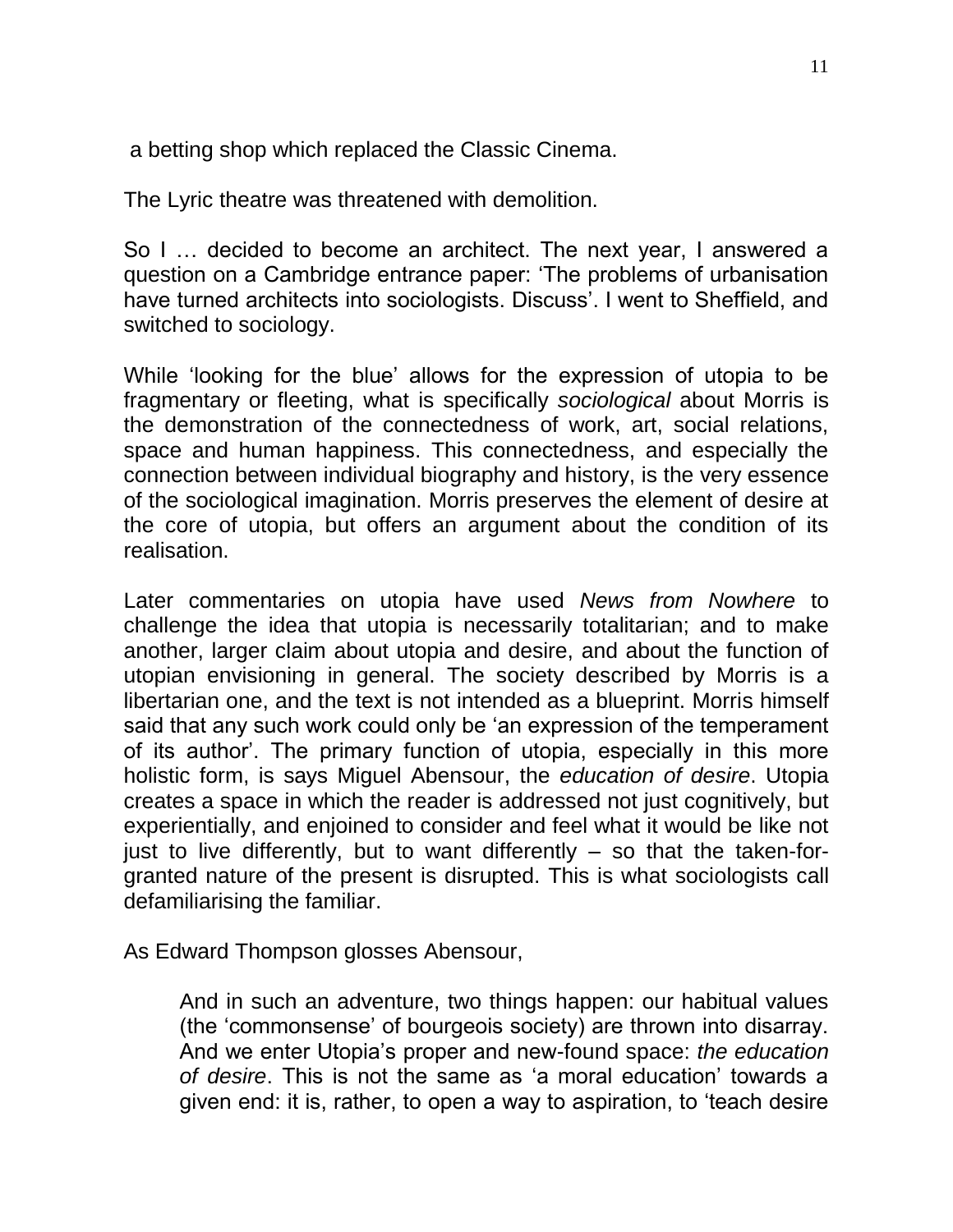a betting shop which replaced the Classic Cinema.

The Lyric theatre was threatened with demolition.

So I … decided to become an architect. The next year, I answered a question on a Cambridge entrance paper: 'The problems of urbanisation have turned architects into sociologists. Discuss'. I went to Sheffield, and switched to sociology.

While 'looking for the blue' allows for the expression of utopia to be fragmentary or fleeting, what is specifically *sociological* about Morris is the demonstration of the connectedness of work, art, social relations, space and human happiness. This connectedness, and especially the connection between individual biography and history, is the very essence of the sociological imagination. Morris preserves the element of desire at the core of utopia, but offers an argument about the condition of its realisation.

Later commentaries on utopia have used *News from Nowhere* to challenge the idea that utopia is necessarily totalitarian; and to make another, larger claim about utopia and desire, and about the function of utopian envisioning in general. The society described by Morris is a libertarian one, and the text is not intended as a blueprint. Morris himself said that any such work could only be 'an expression of the temperament of its author'. The primary function of utopia, especially in this more holistic form, is says Miguel Abensour, the *education of desire*. Utopia creates a space in which the reader is addressed not just cognitively, but experientially, and enjoined to consider and feel what it would be like not just to live differently, but to want differently – so that the taken-for-granted nature of the present is disrupted. This is what sociologists call defamiliarising the familiar.

As Edward Thompson glosses Abensour,

> And in such an adventure, two things happen: our habitual values (the 'commonsense' of bourgeois society) are thrown into disarray. And we enter Utopia's proper and new-found space: *the education of desire*. This is not the same as 'a moral education' towards a given end: it is, rather, to open a way to aspiration, to 'teach desire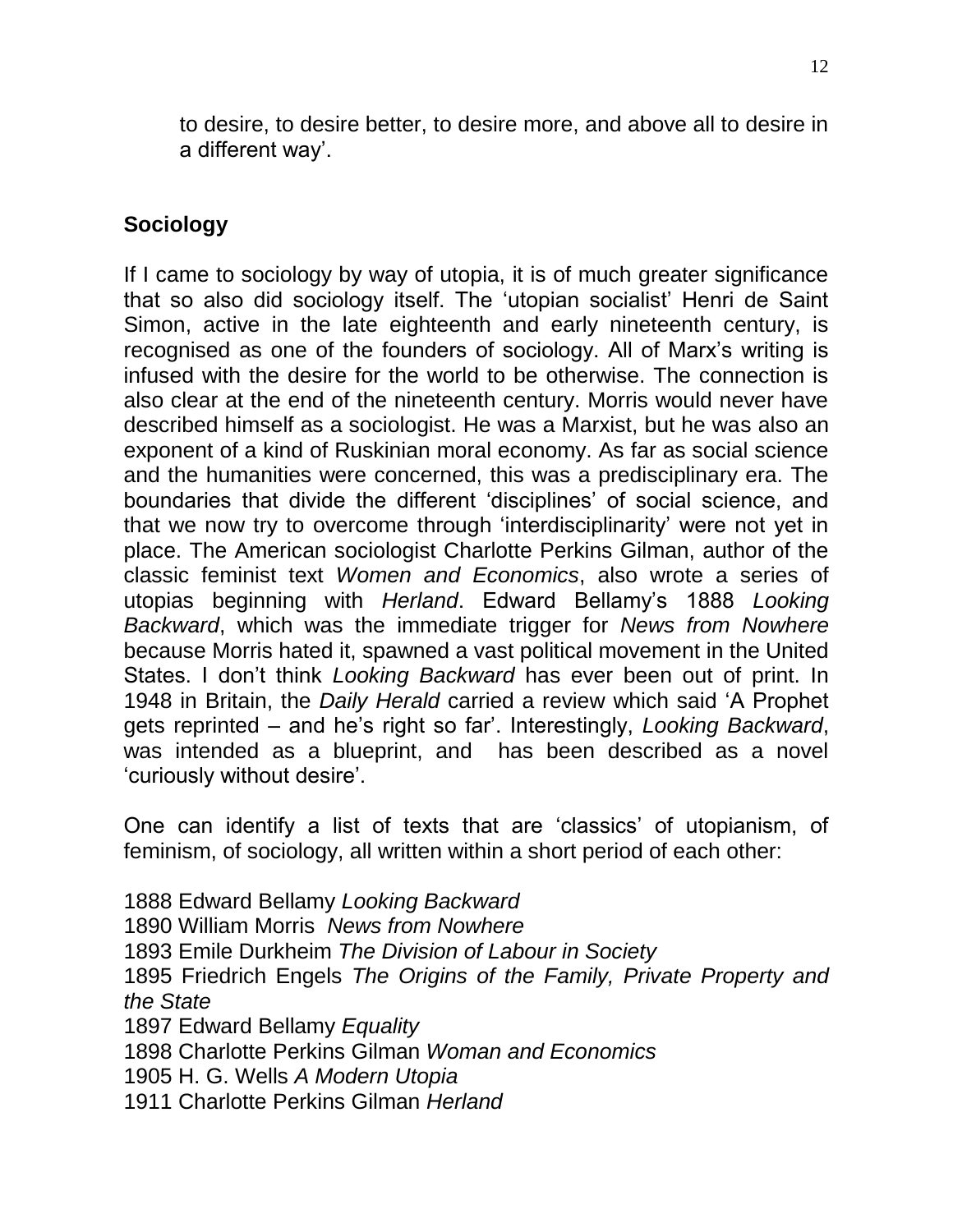to desire, to desire better, to desire more, and above all to desire in a different way'.

## Sociology

If I came to sociology by way of utopia, it is of much greater significance that so also did sociology itself. The 'utopian socialist' Henri de Saint Simon, active in the late eighteenth and early nineteenth century, is recognised as one of the founders of sociology. All of Marx's writing is infused with the desire for the world to be otherwise. The connection is also clear at the end of the nineteenth century. Morris would never have described himself as a sociologist. He was a Marxist, but he was also an exponent of a kind of Ruskinian moral economy. As far as social science and the humanities were concerned, this was a predisciplinary era. The boundaries that divide the different 'disciplines' of social science, and that we now try to overcome through 'interdisciplinarity' were not yet in place. The American sociologist Charlotte Perkins Gilman, author of the classic feminist text *Women and Economics*, also wrote a series of utopias beginning with *Herland*. Edward Bellamy's 1888 *Looking Backward*, which was the immediate trigger for *News from Nowhere* because Morris hated it, spawned a vast political movement in the United States. I don't think *Looking Backward* has ever been out of print. In 1948 in Britain, the *Daily Herald* carried a review which said 'A Prophet gets reprinted – and he's right so far'. Interestingly, *Looking Backward*, was intended as a blueprint, and has been described as a novel 'curiously without desire'.

One can identify a list of texts that are 'classics' of utopianism, of feminism, of sociology, all written within a short period of each other:

1888 Edward Bellamy *Looking Backward*
1890 William Morris *News from Nowhere*
1893 Emile Durkheim *The Division of Labour in Society*
1895 Friedrich Engels *The Origins of the Family, Private Property and the State*
1897 Edward Bellamy *Equality*
1898 Charlotte Perkins Gilman *Woman and Economics*
1905 H. G. Wells *A Modern Utopia*
1911 Charlotte Perkins Gilman *Herland*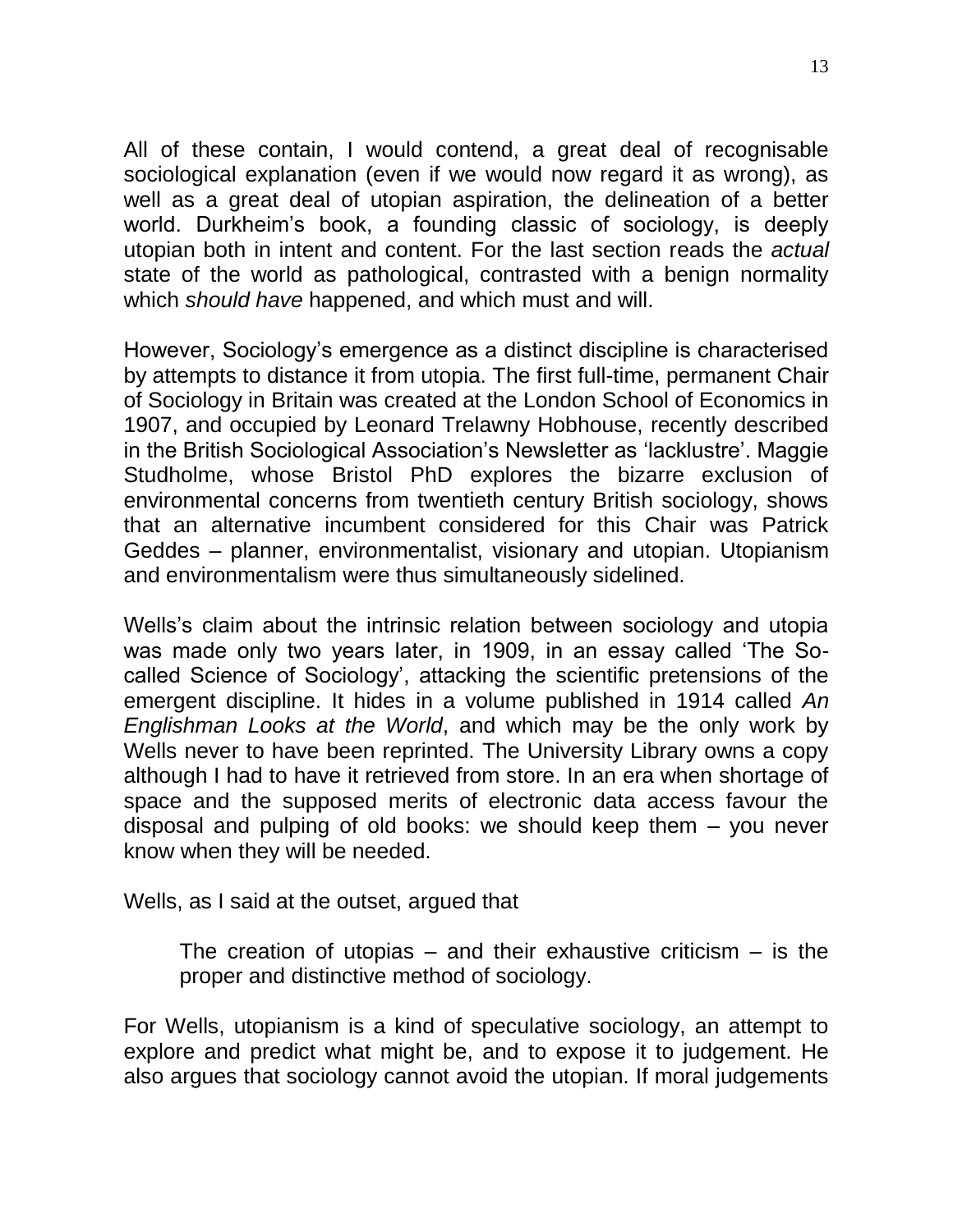All of these contain, I would contend, a great deal of recognisable sociological explanation (even if we would now regard it as wrong), as well as a great deal of utopian aspiration, the delineation of a better world. Durkheim's book, a founding classic of sociology, is deeply utopian both in intent and content. For the last section reads the *actual* state of the world as pathological, contrasted with a benign normality which *should have* happened, and which must and will.

However, Sociology's emergence as a distinct discipline is characterised by attempts to distance it from utopia. The first full-time, permanent Chair of Sociology in Britain was created at the London School of Economics in 1907, and occupied by Leonard Trelawny Hobhouse, recently described in the British Sociological Association's Newsletter as 'lacklustre'. Maggie Studholme, whose Bristol PhD explores the bizarre exclusion of environmental concerns from twentieth century British sociology, shows that an alternative incumbent considered for this Chair was Patrick Geddes – planner, environmentalist, visionary and utopian. Utopianism and environmentalism were thus simultaneously sidelined.

Wells's claim about the intrinsic relation between sociology and utopia was made only two years later, in 1909, in an essay called 'The So-called Science of Sociology', attacking the scientific pretensions of the emergent discipline. It hides in a volume published in 1914 called *An Englishman Looks at the World*, and which may be the only work by Wells never to have been reprinted. The University Library owns a copy although I had to have it retrieved from store. In an era when shortage of space and the supposed merits of electronic data access favour the disposal and pulping of old books: we should keep them – you never know when they will be needed.

Wells, as I said at the outset, argued that

> The creation of utopias – and their exhaustive criticism – is the proper and distinctive method of sociology.

For Wells, utopianism is a kind of speculative sociology, an attempt to explore and predict what might be, and to expose it to judgement. He also argues that sociology cannot avoid the utopian. If moral judgements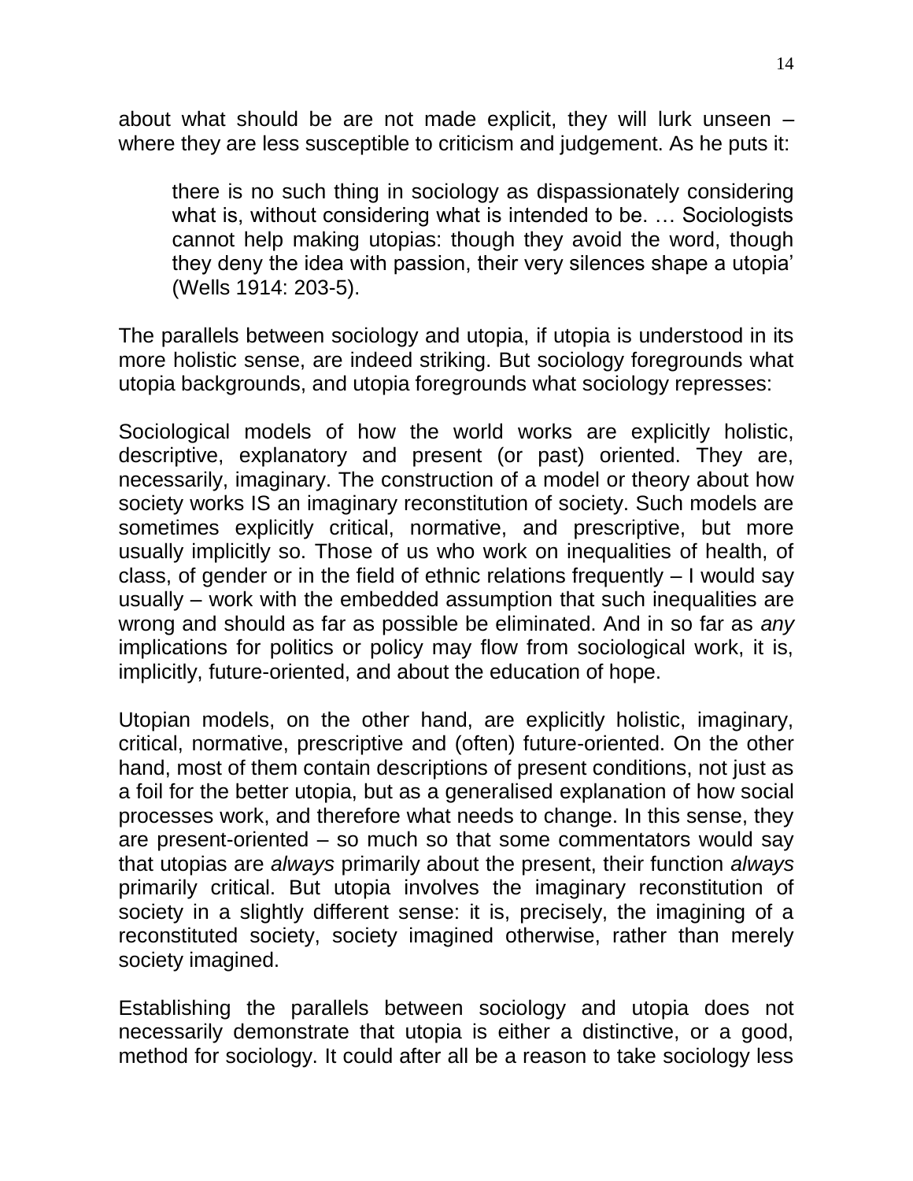about what should be are not made explicit, they will lurk unseen – where they are less susceptible to criticism and judgement. As he puts it:

> there is no such thing in sociology as dispassionately considering what is, without considering what is intended to be. … Sociologists cannot help making utopias: though they avoid the word, though they deny the idea with passion, their very silences shape a utopia' (Wells 1914: 203-5).

The parallels between sociology and utopia, if utopia is understood in its more holistic sense, are indeed striking. But sociology foregrounds what utopia backgrounds, and utopia foregrounds what sociology represses:

Sociological models of how the world works are explicitly holistic, descriptive, explanatory and present (or past) oriented. They are, necessarily, imaginary. The construction of a model or theory about how society works IS an imaginary reconstitution of society. Such models are sometimes explicitly critical, normative, and prescriptive, but more usually implicitly so. Those of us who work on inequalities of health, of class, of gender or in the field of ethnic relations frequently – I would say usually – work with the embedded assumption that such inequalities are wrong and should as far as possible be eliminated. And in so far as *any* implications for politics or policy may flow from sociological work, it is, implicitly, future-oriented, and about the education of hope.

Utopian models, on the other hand, are explicitly holistic, imaginary, critical, normative, prescriptive and (often) future-oriented. On the other hand, most of them contain descriptions of present conditions, not just as a foil for the better utopia, but as a generalised explanation of how social processes work, and therefore what needs to change. In this sense, they are present-oriented – so much so that some commentators would say that utopias are *always* primarily about the present, their function *always* primarily critical. But utopia involves the imaginary reconstitution of society in a slightly different sense: it is, precisely, the imagining of a reconstituted society, society imagined otherwise, rather than merely society imagined.

Establishing the parallels between sociology and utopia does not necessarily demonstrate that utopia is either a distinctive, or a good, method for sociology. It could after all be a reason to take sociology less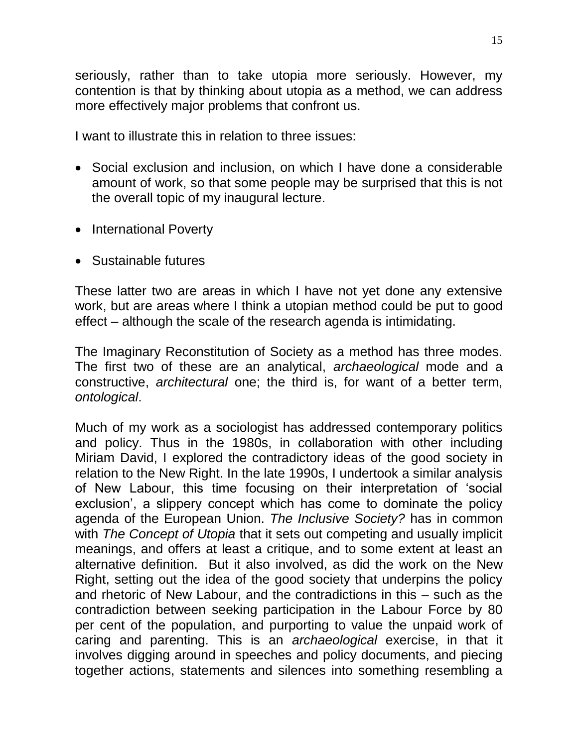seriously, rather than to take utopia more seriously. However, my contention is that by thinking about utopia as a method, we can address more effectively major problems that confront us.

I want to illustrate this in relation to three issues:

- Social exclusion and inclusion, on which I have done a considerable amount of work, so that some people may be surprised that this is not the overall topic of my inaugural lecture.
- International Poverty
- Sustainable futures

These latter two are areas in which I have not yet done any extensive work, but are areas where I think a utopian method could be put to good effect – although the scale of the research agenda is intimidating.

The Imaginary Reconstitution of Society as a method has three modes. The first two of these are an analytical, *archaeological* mode and a constructive, *architectural* one; the third is, for want of a better term, *ontological*.

Much of my work as a sociologist has addressed contemporary politics and policy. Thus in the 1980s, in collaboration with other including Miriam David, I explored the contradictory ideas of the good society in relation to the New Right. In the late 1990s, I undertook a similar analysis of New Labour, this time focusing on their interpretation of 'social exclusion', a slippery concept which has come to dominate the policy agenda of the European Union. *The Inclusive Society?* has in common with *The Concept of Utopia* that it sets out competing and usually implicit meanings, and offers at least a critique, and to some extent at least an alternative definition. But it also involved, as did the work on the New Right, setting out the idea of the good society that underpins the policy and rhetoric of New Labour, and the contradictions in this – such as the contradiction between seeking participation in the Labour Force by 80 per cent of the population, and purporting to value the unpaid work of caring and parenting. This is an *archaeological* exercise, in that it involves digging around in speeches and policy documents, and piecing together actions, statements and silences into something resembling a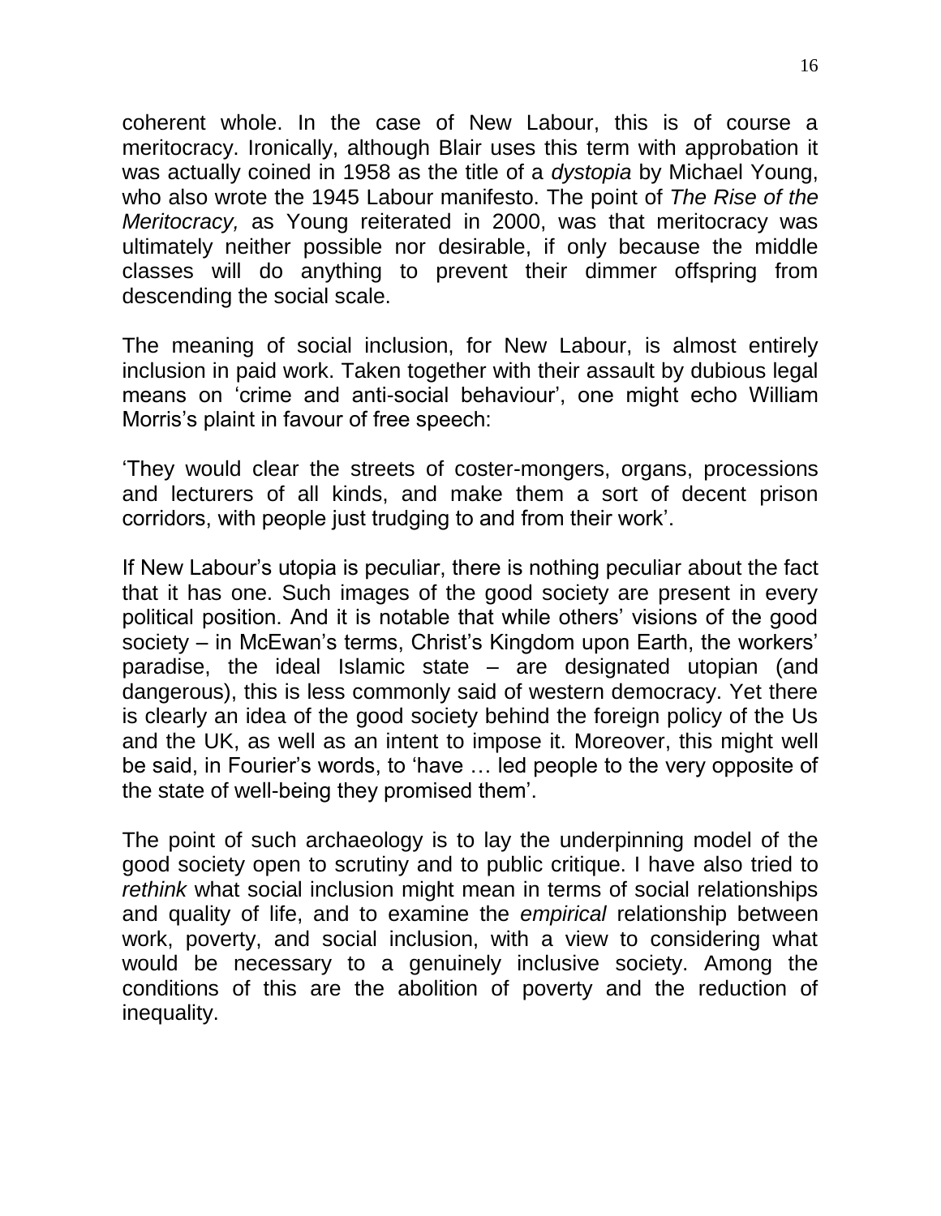coherent whole. In the case of New Labour, this is of course a meritocracy. Ironically, although Blair uses this term with approbation it was actually coined in 1958 as the title of a *dystopia* by Michael Young, who also wrote the 1945 Labour manifesto. The point of *The Rise of the Meritocracy,* as Young reiterated in 2000, was that meritocracy was ultimately neither possible nor desirable, if only because the middle classes will do anything to prevent their dimmer offspring from descending the social scale.

The meaning of social inclusion, for New Labour, is almost entirely inclusion in paid work. Taken together with their assault by dubious legal means on 'crime and anti-social behaviour', one might echo William Morris's plaint in favour of free speech:

'They would clear the streets of coster-mongers, organs, processions and lecturers of all kinds, and make them a sort of decent prison corridors, with people just trudging to and from their work'.

If New Labour's utopia is peculiar, there is nothing peculiar about the fact that it has one. Such images of the good society are present in every political position. And it is notable that while others' visions of the good society – in McEwan's terms, Christ's Kingdom upon Earth, the workers' paradise, the ideal Islamic state – are designated utopian (and dangerous), this is less commonly said of western democracy. Yet there is clearly an idea of the good society behind the foreign policy of the Us and the UK, as well as an intent to impose it. Moreover, this might well be said, in Fourier's words, to 'have … led people to the very opposite of the state of well-being they promised them'.

The point of such archaeology is to lay the underpinning model of the good society open to scrutiny and to public critique. I have also tried to *rethink* what social inclusion might mean in terms of social relationships and quality of life, and to examine the *empirical* relationship between work, poverty, and social inclusion, with a view to considering what would be necessary to a genuinely inclusive society. Among the conditions of this are the abolition of poverty and the reduction of inequality.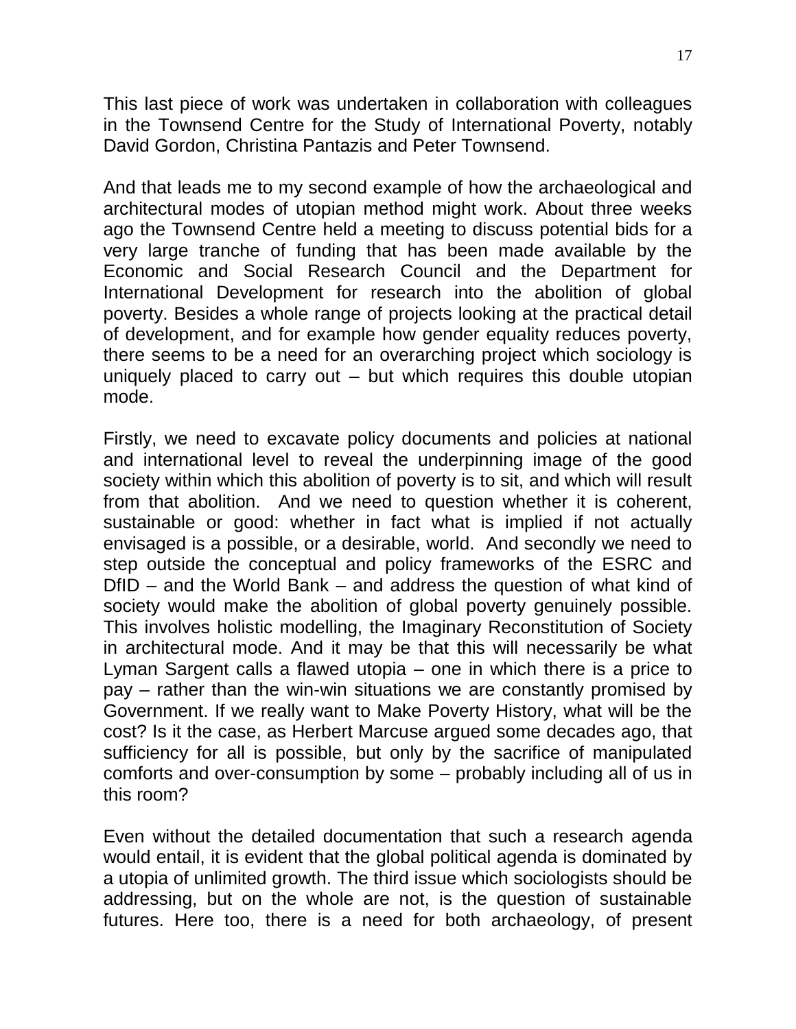This last piece of work was undertaken in collaboration with colleagues in the Townsend Centre for the Study of International Poverty, notably David Gordon, Christina Pantazis and Peter Townsend.

And that leads me to my second example of how the archaeological and architectural modes of utopian method might work. About three weeks ago the Townsend Centre held a meeting to discuss potential bids for a very large tranche of funding that has been made available by the Economic and Social Research Council and the Department for International Development for research into the abolition of global poverty. Besides a whole range of projects looking at the practical detail of development, and for example how gender equality reduces poverty, there seems to be a need for an overarching project which sociology is uniquely placed to carry out – but which requires this double utopian mode.

Firstly, we need to excavate policy documents and policies at national and international level to reveal the underpinning image of the good society within which this abolition of poverty is to sit, and which will result from that abolition. And we need to question whether it is coherent, sustainable or good: whether in fact what is implied if not actually envisaged is a possible, or a desirable, world. And secondly we need to step outside the conceptual and policy frameworks of the ESRC and DfID – and the World Bank – and address the question of what kind of society would make the abolition of global poverty genuinely possible. This involves holistic modelling, the Imaginary Reconstitution of Society in architectural mode. And it may be that this will necessarily be what Lyman Sargent calls a flawed utopia – one in which there is a price to pay – rather than the win-win situations we are constantly promised by Government. If we really want to Make Poverty History, what will be the cost? Is it the case, as Herbert Marcuse argued some decades ago, that sufficiency for all is possible, but only by the sacrifice of manipulated comforts and over-consumption by some – probably including all of us in this room?

Even without the detailed documentation that such a research agenda would entail, it is evident that the global political agenda is dominated by a utopia of unlimited growth. The third issue which sociologists should be addressing, but on the whole are not, is the question of sustainable futures. Here too, there is a need for both archaeology, of present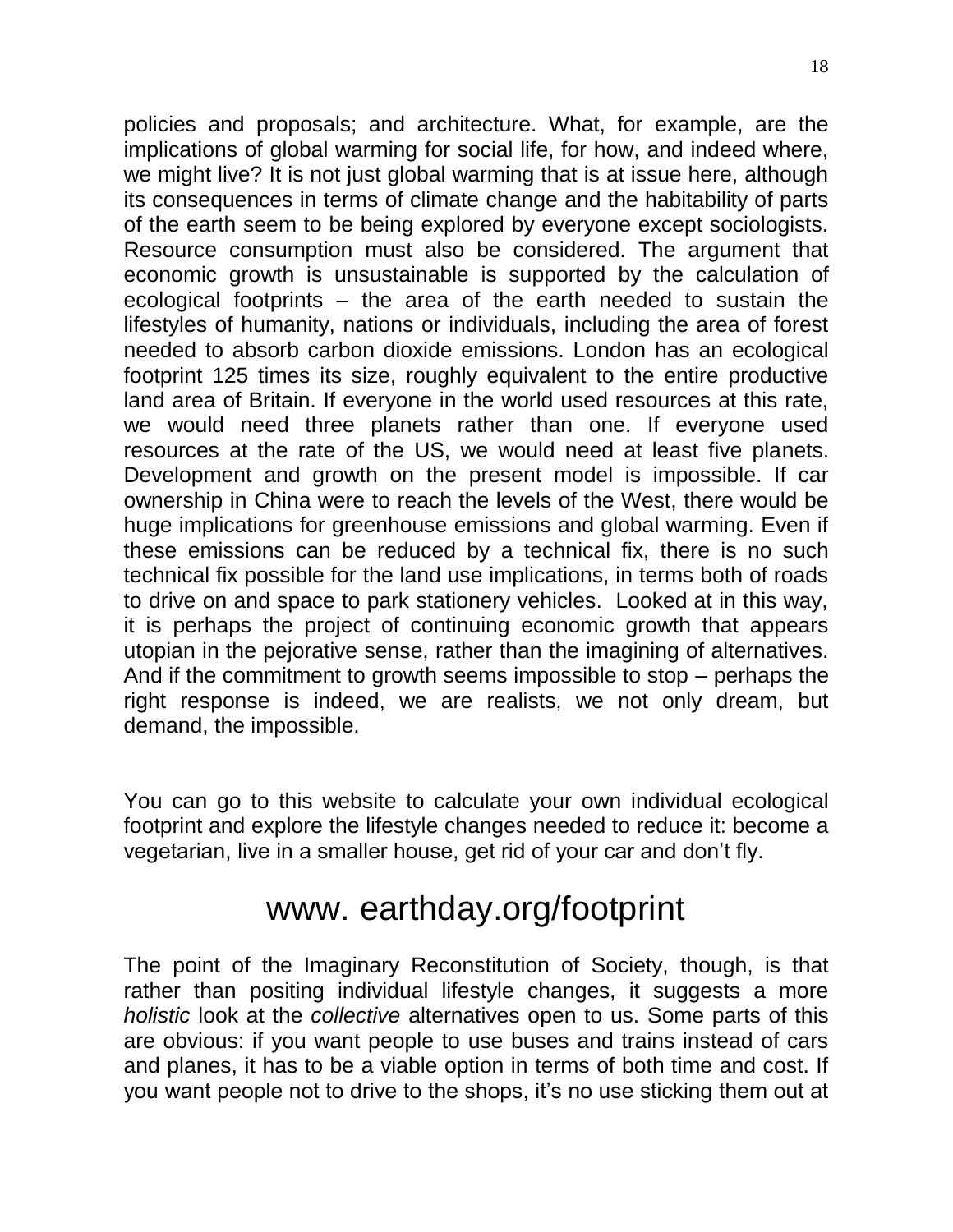policies and proposals; and architecture. What, for example, are the implications of global warming for social life, for how, and indeed where, we might live? It is not just global warming that is at issue here, although its consequences in terms of climate change and the habitability of parts of the earth seem to be being explored by everyone except sociologists. Resource consumption must also be considered. The argument that economic growth is unsustainable is supported by the calculation of ecological footprints – the area of the earth needed to sustain the lifestyles of humanity, nations or individuals, including the area of forest needed to absorb carbon dioxide emissions. London has an ecological footprint 125 times its size, roughly equivalent to the entire productive land area of Britain. If everyone in the world used resources at this rate, we would need three planets rather than one. If everyone used resources at the rate of the US, we would need at least five planets. Development and growth on the present model is impossible. If car ownership in China were to reach the levels of the West, there would be huge implications for greenhouse emissions and global warming. Even if these emissions can be reduced by a technical fix, there is no such technical fix possible for the land use implications, in terms both of roads to drive on and space to park stationery vehicles. Looked at in this way, it is perhaps the project of continuing economic growth that appears utopian in the pejorative sense, rather than the imagining of alternatives. And if the commitment to growth seems impossible to stop – perhaps the right response is indeed, we are realists, we not only dream, but demand, the impossible.

You can go to this website to calculate your own individual ecological footprint and explore the lifestyle changes needed to reduce it: become a vegetarian, live in a smaller house, get rid of your car and don't fly.

## www. earthday.org/footprint

The point of the Imaginary Reconstitution of Society, though, is that rather than positing individual lifestyle changes, it suggests a more *holistic* look at the *collective* alternatives open to us. Some parts of this are obvious: if you want people to use buses and trains instead of cars and planes, it has to be a viable option in terms of both time and cost. If you want people not to drive to the shops, it's no use sticking them out at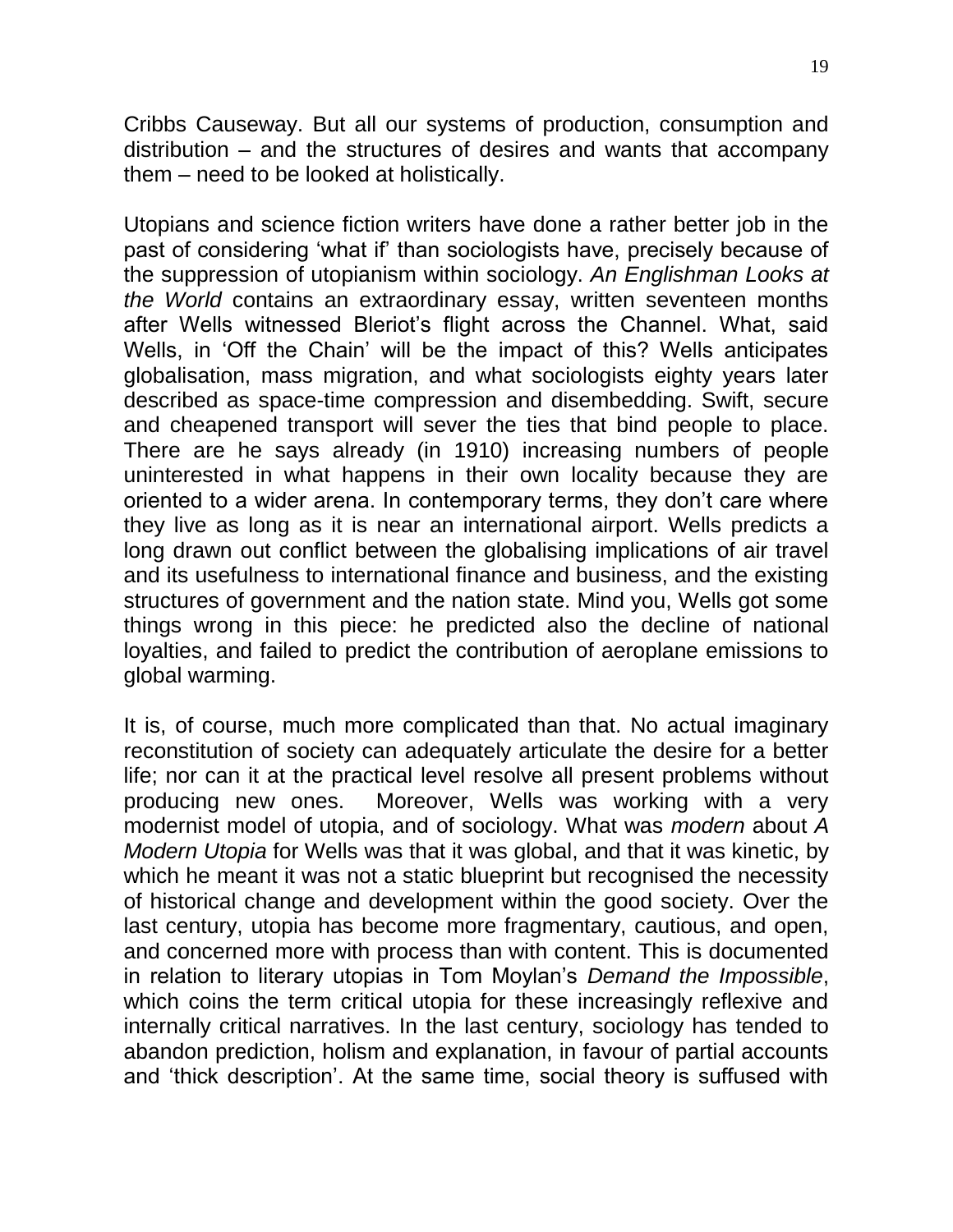Cribbs Causeway. But all our systems of production, consumption and distribution – and the structures of desires and wants that accompany them – need to be looked at holistically.

Utopians and science fiction writers have done a rather better job in the past of considering 'what if' than sociologists have, precisely because of the suppression of utopianism within sociology. *An Englishman Looks at the World* contains an extraordinary essay, written seventeen months after Wells witnessed Bleriot's flight across the Channel. What, said Wells, in 'Off the Chain' will be the impact of this? Wells anticipates globalisation, mass migration, and what sociologists eighty years later described as space-time compression and disembedding. Swift, secure and cheapened transport will sever the ties that bind people to place. There are he says already (in 1910) increasing numbers of people uninterested in what happens in their own locality because they are oriented to a wider arena. In contemporary terms, they don't care where they live as long as it is near an international airport. Wells predicts a long drawn out conflict between the globalising implications of air travel and its usefulness to international finance and business, and the existing structures of government and the nation state. Mind you, Wells got some things wrong in this piece: he predicted also the decline of national loyalties, and failed to predict the contribution of aeroplane emissions to global warming.

It is, of course, much more complicated than that. No actual imaginary reconstitution of society can adequately articulate the desire for a better life; nor can it at the practical level resolve all present problems without producing new ones. Moreover, Wells was working with a very modernist model of utopia, and of sociology. What was *modern* about *A Modern Utopia* for Wells was that it was global, and that it was kinetic, by which he meant it was not a static blueprint but recognised the necessity of historical change and development within the good society. Over the last century, utopia has become more fragmentary, cautious, and open, and concerned more with process than with content. This is documented in relation to literary utopias in Tom Moylan's *Demand the Impossible*, which coins the term critical utopia for these increasingly reflexive and internally critical narratives. In the last century, sociology has tended to abandon prediction, holism and explanation, in favour of partial accounts and 'thick description'. At the same time, social theory is suffused with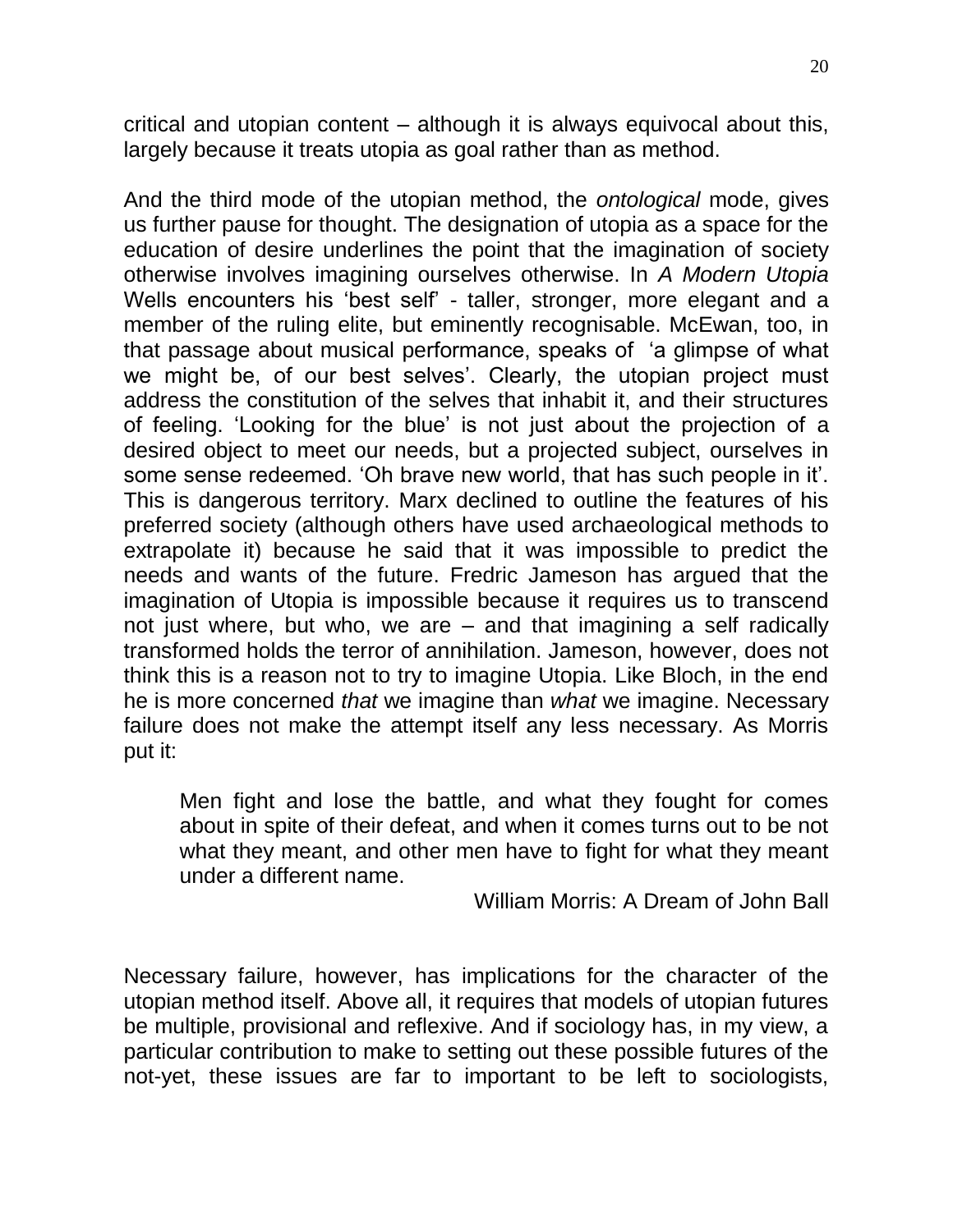critical and utopian content – although it is always equivocal about this, largely because it treats utopia as goal rather than as method.

And the third mode of the utopian method, the *ontological* mode, gives us further pause for thought. The designation of utopia as a space for the education of desire underlines the point that the imagination of society otherwise involves imagining ourselves otherwise. In *A Modern Utopia* Wells encounters his 'best self' - taller, stronger, more elegant and a member of the ruling elite, but eminently recognisable. McEwan, too, in that passage about musical performance, speaks of 'a glimpse of what we might be, of our best selves'. Clearly, the utopian project must address the constitution of the selves that inhabit it, and their structures of feeling. 'Looking for the blue' is not just about the projection of a desired object to meet our needs, but a projected subject, ourselves in some sense redeemed. 'Oh brave new world, that has such people in it'. This is dangerous territory. Marx declined to outline the features of his preferred society (although others have used archaeological methods to extrapolate it) because he said that it was impossible to predict the needs and wants of the future. Fredric Jameson has argued that the imagination of Utopia is impossible because it requires us to transcend not just where, but who, we are – and that imagining a self radically transformed holds the terror of annihilation. Jameson, however, does not think this is a reason not to try to imagine Utopia. Like Bloch, in the end he is more concerned *that* we imagine than *what* we imagine. Necessary failure does not make the attempt itself any less necessary. As Morris put it:

> Men fight and lose the battle, and what they fought for comes about in spite of their defeat, and when it comes turns out to be not what they meant, and other men have to fight for what they meant under a different name.
>
> William Morris: A Dream of John Ball

Necessary failure, however, has implications for the character of the utopian method itself. Above all, it requires that models of utopian futures be multiple, provisional and reflexive. And if sociology has, in my view, a particular contribution to make to setting out these possible futures of the not-yet, these issues are far to important to be left to sociologists,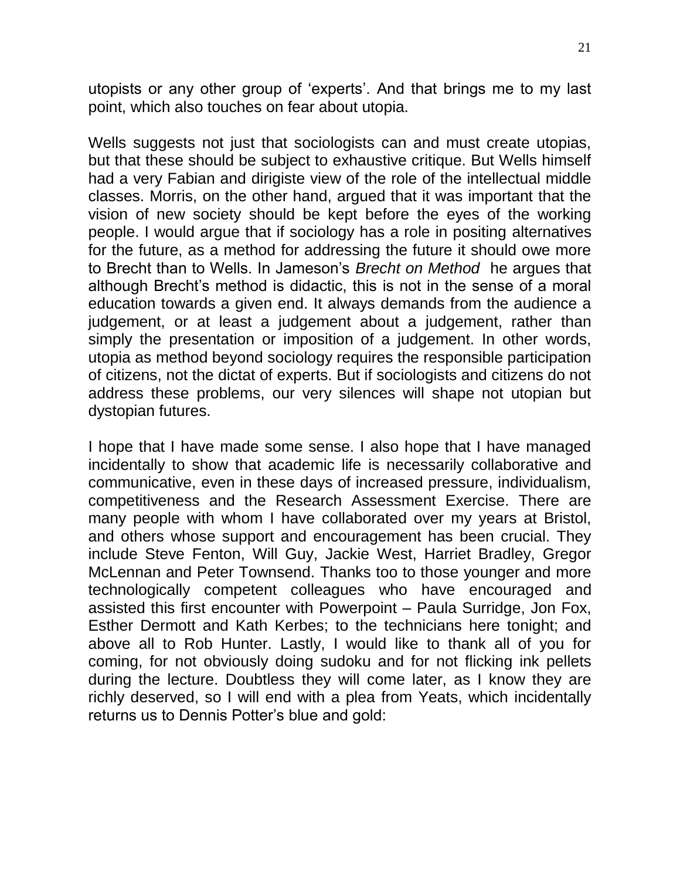utopists or any other group of 'experts'. And that brings me to my last point, which also touches on fear about utopia.

Wells suggests not just that sociologists can and must create utopias, but that these should be subject to exhaustive critique. But Wells himself had a very Fabian and dirigiste view of the role of the intellectual middle classes. Morris, on the other hand, argued that it was important that the vision of new society should be kept before the eyes of the working people. I would argue that if sociology has a role in positing alternatives for the future, as a method for addressing the future it should owe more to Brecht than to Wells. In Jameson's *Brecht on Method* he argues that although Brecht's method is didactic, this is not in the sense of a moral education towards a given end. It always demands from the audience a judgement, or at least a judgement about a judgement, rather than simply the presentation or imposition of a judgement. In other words, utopia as method beyond sociology requires the responsible participation of citizens, not the dictat of experts. But if sociologists and citizens do not address these problems, our very silences will shape not utopian but dystopian futures.

I hope that I have made some sense. I also hope that I have managed incidentally to show that academic life is necessarily collaborative and communicative, even in these days of increased pressure, individualism, competitiveness and the Research Assessment Exercise. There are many people with whom I have collaborated over my years at Bristol, and others whose support and encouragement has been crucial. They include Steve Fenton, Will Guy, Jackie West, Harriet Bradley, Gregor McLennan and Peter Townsend. Thanks too to those younger and more technologically competent colleagues who have encouraged and assisted this first encounter with Powerpoint – Paula Surridge, Jon Fox, Esther Dermott and Kath Kerbes; to the technicians here tonight; and above all to Rob Hunter. Lastly, I would like to thank all of you for coming, for not obviously doing sudoku and for not flicking ink pellets during the lecture. Doubtless they will come later, as I know they are richly deserved, so I will end with a plea from Yeats, which incidentally returns us to Dennis Potter's blue and gold: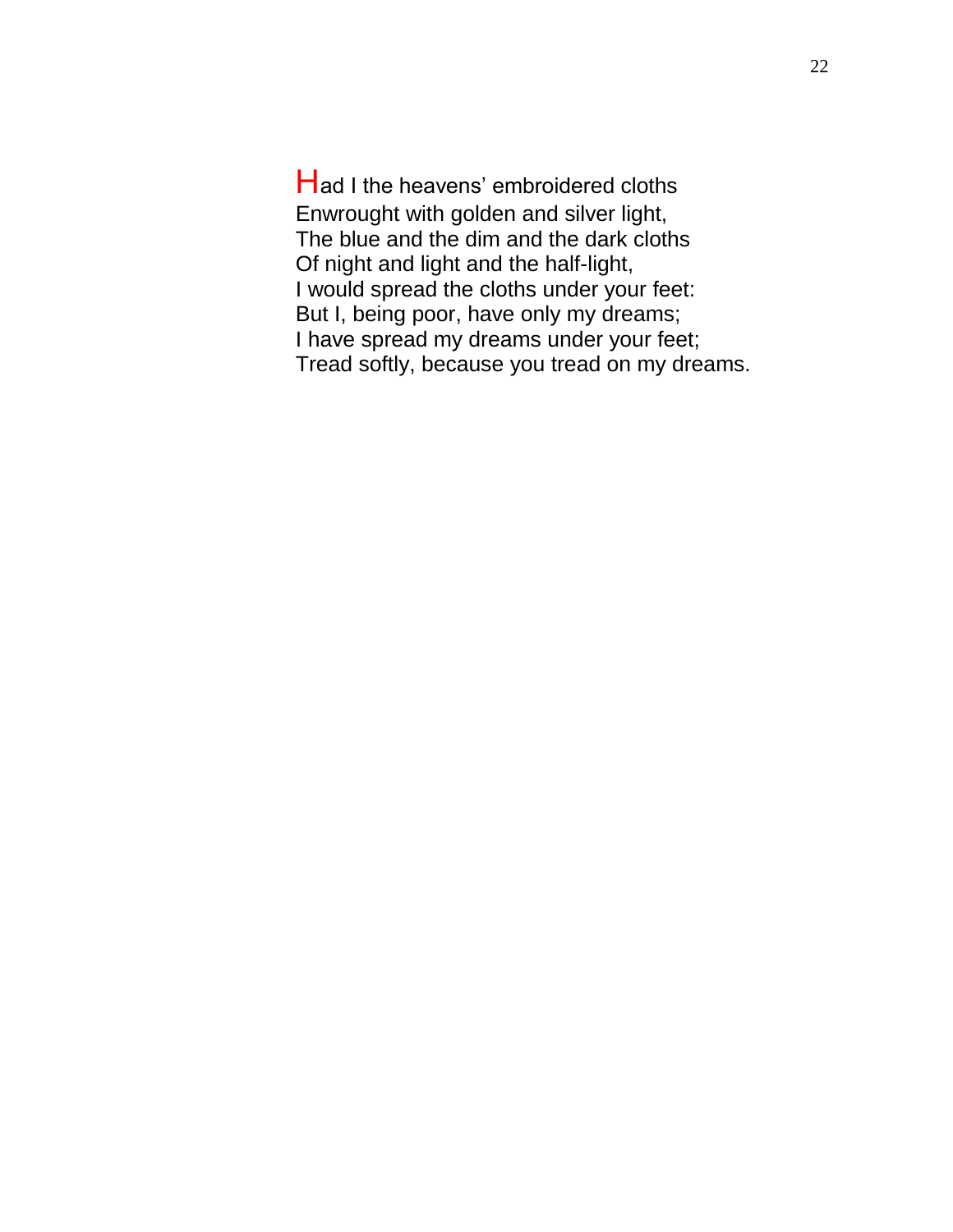Had I the heavens' embroidered cloths  
Enwrought with golden and silver light,  
The blue and the dim and the dark cloths  
Of night and light and the half-light,  
I would spread the cloths under your feet:  
But I, being poor, have only my dreams;  
I have spread my dreams under your feet;  
Tread softly, because you tread on my dreams.